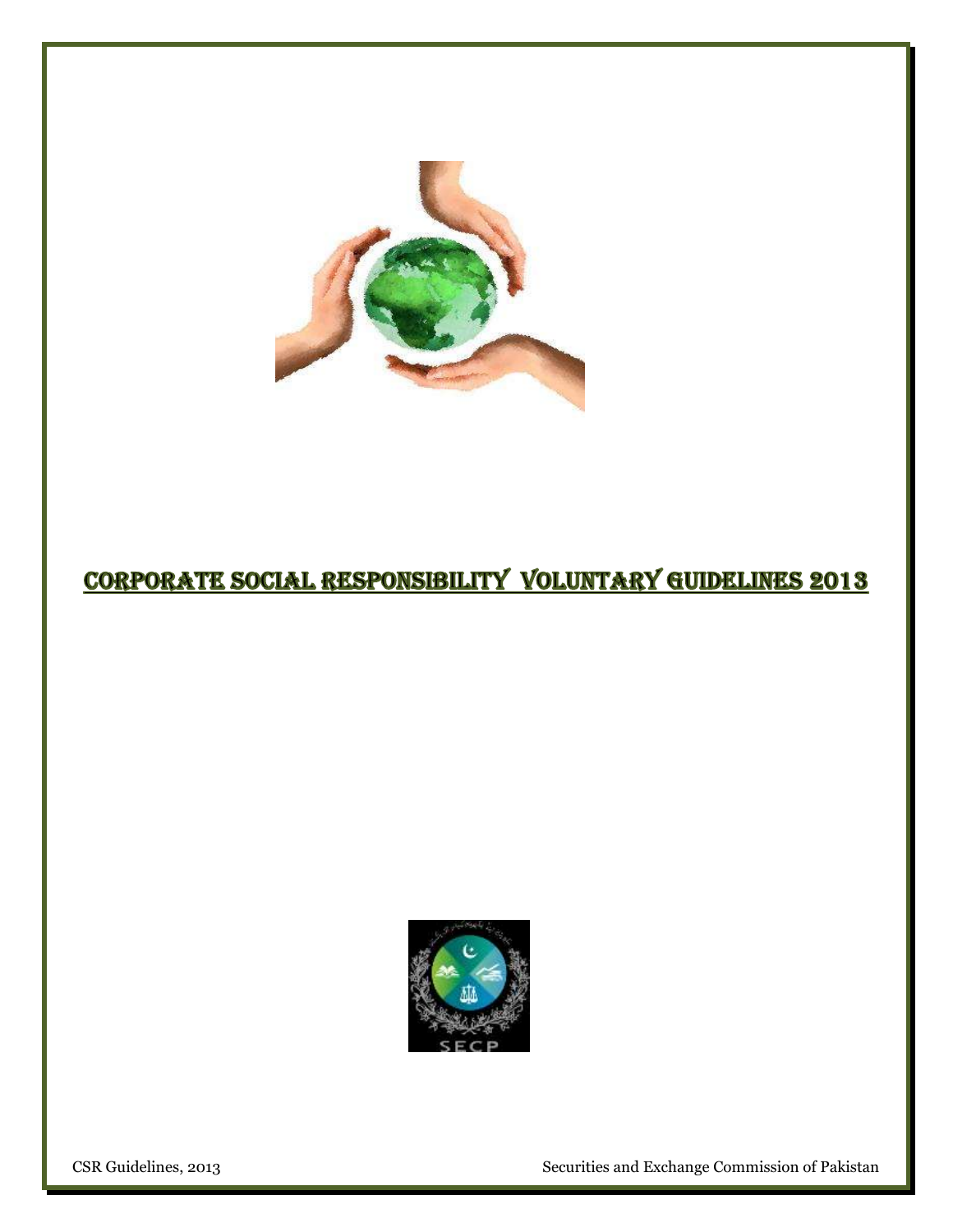# Corporate Social Responsibility Voluntary Guidelines 2013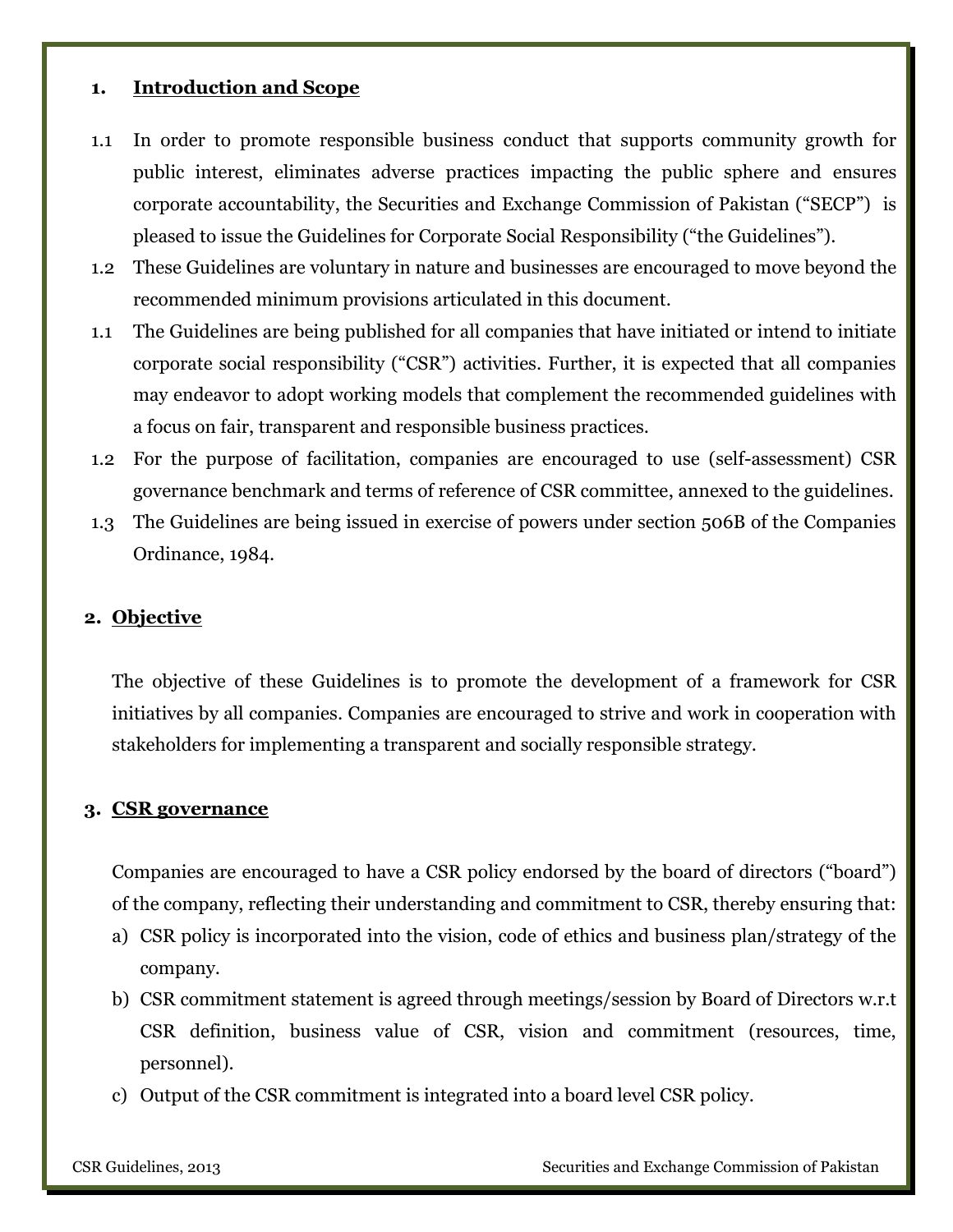## 1. Introduction and Scope

1.1 In order to promote responsible business conduct that supports community growth for public interest, eliminates adverse practices impacting the public sphere and ensures corporate accountability, the Securities and Exchange Commission of Pakistan ("SECP") is pleased to issue the Guidelines for Corporate Social Responsibility ("the Guidelines").

1.2 These Guidelines are voluntary in nature and businesses are encouraged to move beyond the recommended minimum provisions articulated in this document.

1.1 The Guidelines are being published for all companies that have initiated or intend to initiate corporate social responsibility ("CSR") activities. Further, it is expected that all companies may endeavor to adopt working models that complement the recommended guidelines with a focus on fair, transparent and responsible business practices.

1.2 For the purpose of facilitation, companies are encouraged to use (self-assessment) CSR governance benchmark and terms of reference of CSR committee, annexed to the guidelines.

1.3 The Guidelines are being issued in exercise of powers under section 506B of the Companies Ordinance, 1984.

## 2. Objective

The objective of these Guidelines is to promote the development of a framework for CSR initiatives by all companies. Companies are encouraged to strive and work in cooperation with stakeholders for implementing a transparent and socially responsible strategy.

## 3. CSR governance

Companies are encouraged to have a CSR policy endorsed by the board of directors ("board") of the company, reflecting their understanding and commitment to CSR, thereby ensuring that:

a) CSR policy is incorporated into the vision, code of ethics and business plan/strategy of the company.

b) CSR commitment statement is agreed through meetings/session by Board of Directors w.r.t CSR definition, business value of CSR, vision and commitment (resources, time, personnel).

c) Output of the CSR commitment is integrated into a board level CSR policy.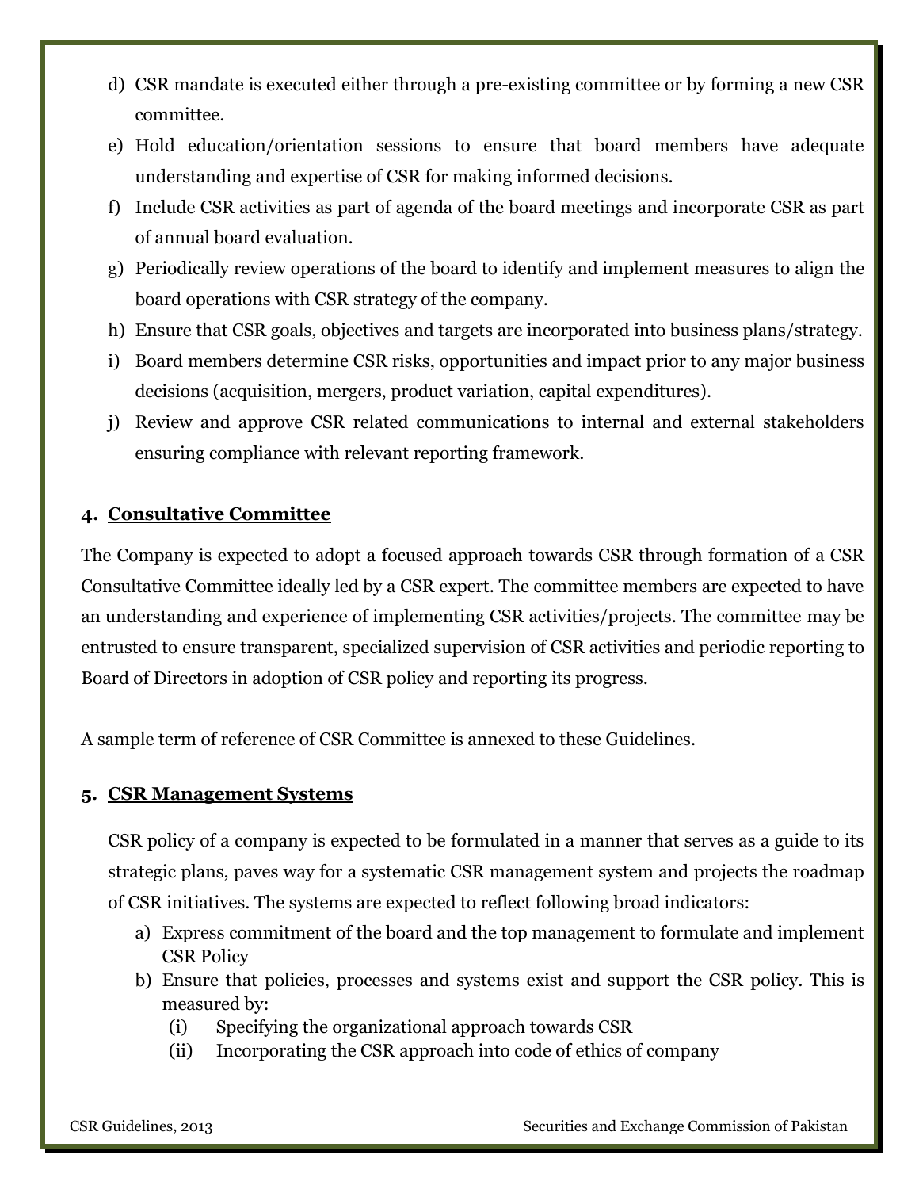d) CSR mandate is executed either through a pre-existing committee or by forming a new CSR committee.

e) Hold education/orientation sessions to ensure that board members have adequate understanding and expertise of CSR for making informed decisions.

f) Include CSR activities as part of agenda of the board meetings and incorporate CSR as part of annual board evaluation.

g) Periodically review operations of the board to identify and implement measures to align the board operations with CSR strategy of the company.

h) Ensure that CSR goals, objectives and targets are incorporated into business plans/strategy.

i) Board members determine CSR risks, opportunities and impact prior to any major business decisions (acquisition, mergers, product variation, capital expenditures).

j) Review and approve CSR related communications to internal and external stakeholders ensuring compliance with relevant reporting framework.

## 4. Consultative Committee

The Company is expected to adopt a focused approach towards CSR through formation of a CSR Consultative Committee ideally led by a CSR expert. The committee members are expected to have an understanding and experience of implementing CSR activities/projects. The committee may be entrusted to ensure transparent, specialized supervision of CSR activities and periodic reporting to Board of Directors in adoption of CSR policy and reporting its progress.

A sample term of reference of CSR Committee is annexed to these Guidelines.

## 5. CSR Management Systems

CSR policy of a company is expected to be formulated in a manner that serves as a guide to its strategic plans, paves way for a systematic CSR management system and projects the roadmap of CSR initiatives. The systems are expected to reflect following broad indicators:

a) Express commitment of the board and the top management to formulate and implement CSR Policy

b) Ensure that policies, processes and systems exist and support the CSR policy. This is measured by:
   - (i) Specifying the organizational approach towards CSR
   - (ii) Incorporating the CSR approach into code of ethics of company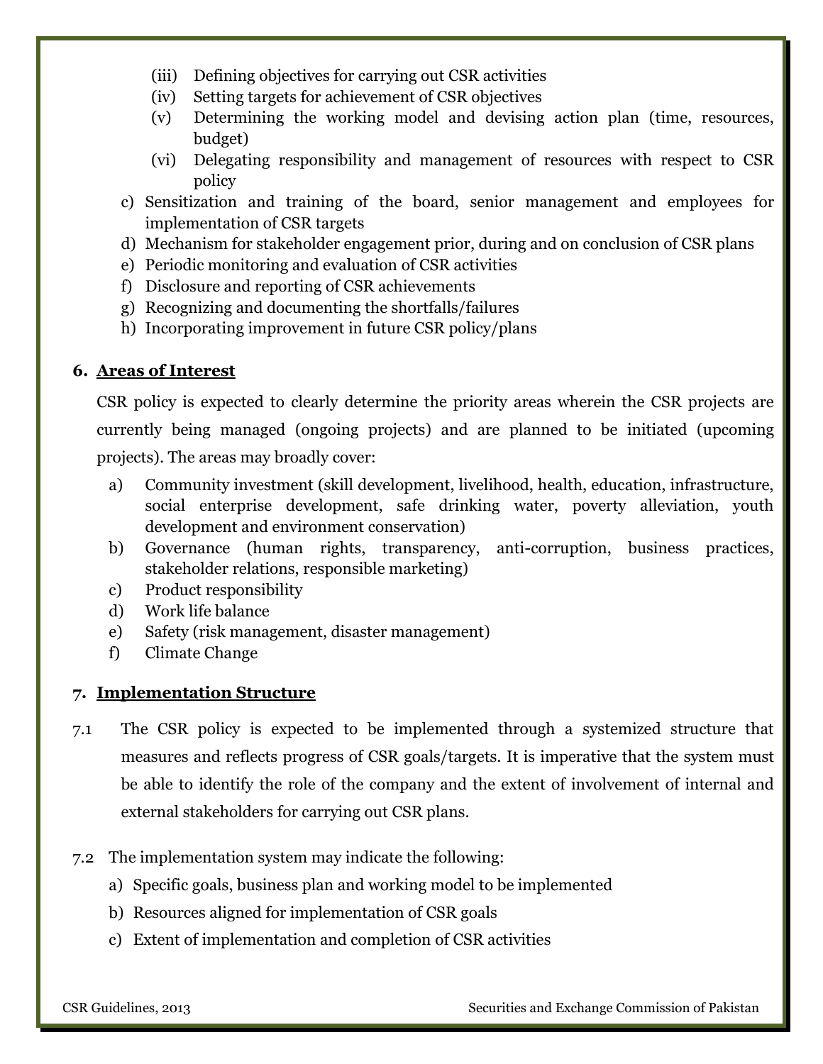- (iii) Defining objectives for carrying out CSR activities
   - (iv) Setting targets for achievement of CSR objectives
   - (v) Determining the working model and devising action plan (time, resources, budget)
   - (vi) Delegating responsibility and management of resources with respect to CSR policy

c) Sensitization and training of the board, senior management and employees for implementation of CSR targets

d) Mechanism for stakeholder engagement prior, during and on conclusion of CSR plans

e) Periodic monitoring and evaluation of CSR activities

f) Disclosure and reporting of CSR achievements

g) Recognizing and documenting the shortfalls/failures

h) Incorporating improvement in future CSR policy/plans

## 6. Areas of Interest

CSR policy is expected to clearly determine the priority areas wherein the CSR projects are currently being managed (ongoing projects) and are planned to be initiated (upcoming projects). The areas may broadly cover:

a) Community investment (skill development, livelihood, health, education, infrastructure, social enterprise development, safe drinking water, poverty alleviation, youth development and environment conservation)

b) Governance (human rights, transparency, anti-corruption, business practices, stakeholder relations, responsible marketing)

c) Product responsibility

d) Work life balance

e) Safety (risk management, disaster management)

f) Climate Change

## 7. Implementation Structure

7.1 The CSR policy is expected to be implemented through a systemized structure that measures and reflects progress of CSR goals/targets. It is imperative that the system must be able to identify the role of the company and the extent of involvement of internal and external stakeholders for carrying out CSR plans.

7.2 The implementation system may indicate the following:

a) Specific goals, business plan and working model to be implemented

b) Resources aligned for implementation of CSR goals

c) Extent of implementation and completion of CSR activities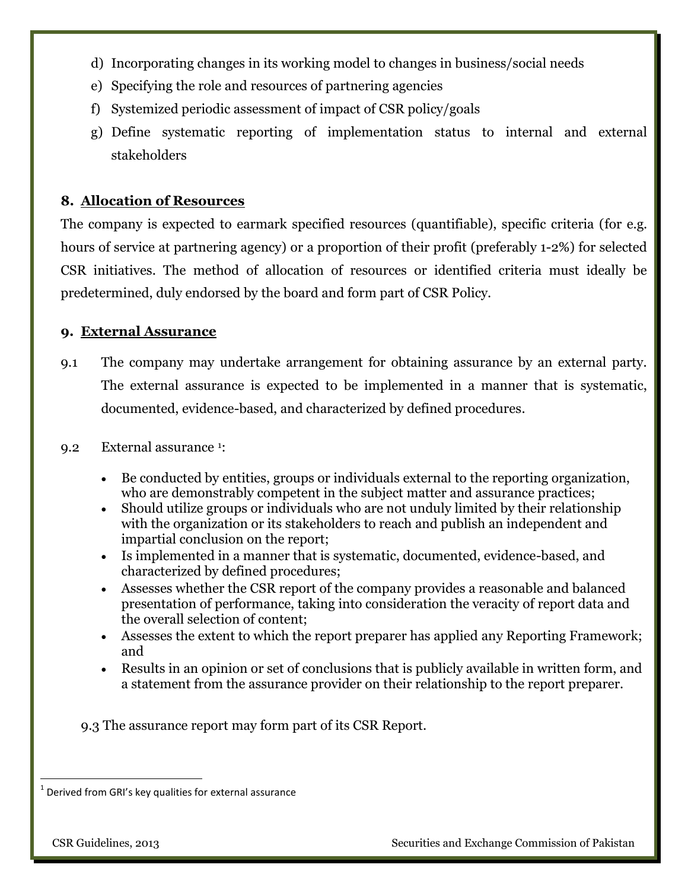d) Incorporating changes in its working model to changes in business/social needs
e) Specifying the role and resources of partnering agencies
f) Systemized periodic assessment of impact of CSR policy/goals
g) Define systematic reporting of implementation status to internal and external stakeholders

## 8. Allocation of Resources

The company is expected to earmark specified resources (quantifiable), specific criteria (for e.g. hours of service at partnering agency) or a proportion of their profit (preferably 1-2%) for selected CSR initiatives. The method of allocation of resources or identified criteria must ideally be predetermined, duly endorsed by the board and form part of CSR Policy.

## 9. External Assurance

9.1 The company may undertake arrangement for obtaining assurance by an external party. The external assurance is expected to be implemented in a manner that is systematic, documented, evidence-based, and characterized by defined procedures.

9.2 External assurance [1]:

- Be conducted by entities, groups or individuals external to the reporting organization, who are demonstrably competent in the subject matter and assurance practices;
- Should utilize groups or individuals who are not unduly limited by their relationship with the organization or its stakeholders to reach and publish an independent and impartial conclusion on the report;
- Is implemented in a manner that is systematic, documented, evidence-based, and characterized by defined procedures;
- Assesses whether the CSR report of the company provides a reasonable and balanced presentation of performance, taking into consideration the veracity of report data and the overall selection of content;
- Assesses the extent to which the report preparer has applied any Reporting Framework; and
- Results in an opinion or set of conclusions that is publicly available in written form, and a statement from the assurance provider on their relationship to the report preparer.

9.3 The assurance report may form part of its CSR Report.

[1] Derived from GRI's key qualities for external assurance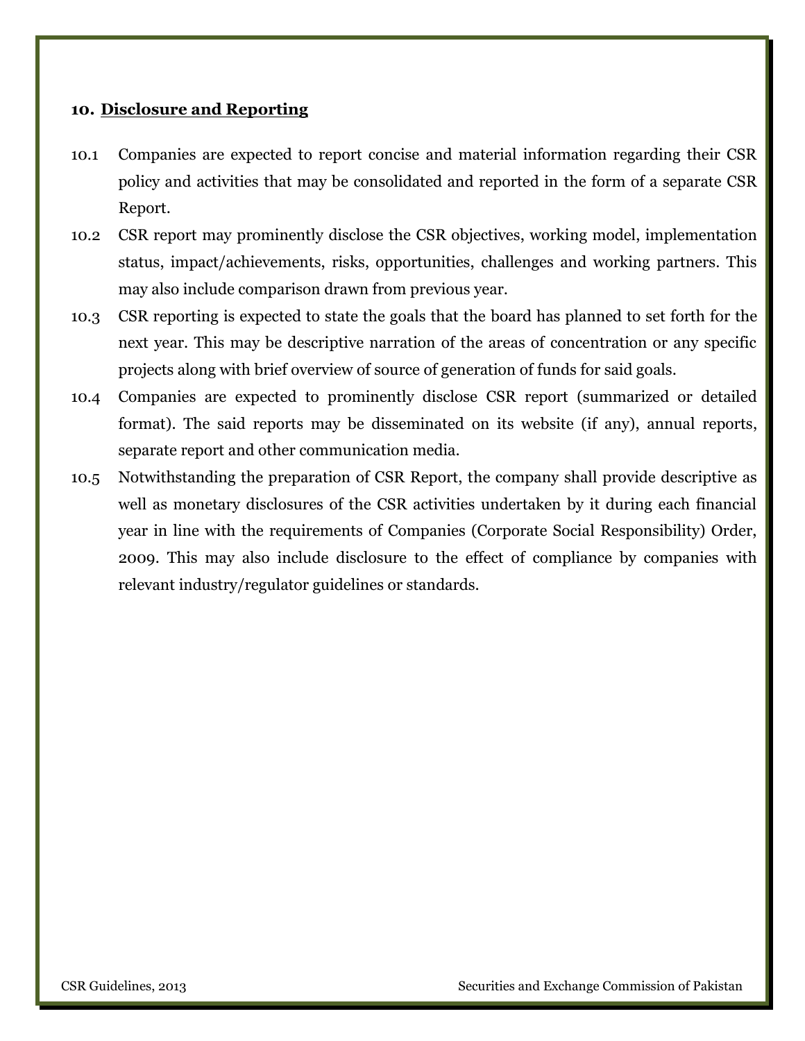## 10. Disclosure and Reporting

10.1 Companies are expected to report concise and material information regarding their CSR policy and activities that may be consolidated and reported in the form of a separate CSR Report.

10.2 CSR report may prominently disclose the CSR objectives, working model, implementation status, impact/achievements, risks, opportunities, challenges and working partners. This may also include comparison drawn from previous year.

10.3 CSR reporting is expected to state the goals that the board has planned to set forth for the next year. This may be descriptive narration of the areas of concentration or any specific projects along with brief overview of source of generation of funds for said goals.

10.4 Companies are expected to prominently disclose CSR report (summarized or detailed format). The said reports may be disseminated on its website (if any), annual reports, separate report and other communication media.

10.5 Notwithstanding the preparation of CSR Report, the company shall provide descriptive as well as monetary disclosures of the CSR activities undertaken by it during each financial year in line with the requirements of Companies (Corporate Social Responsibility) Order, 2009. This may also include disclosure to the effect of compliance by companies with relevant industry/regulator guidelines or standards.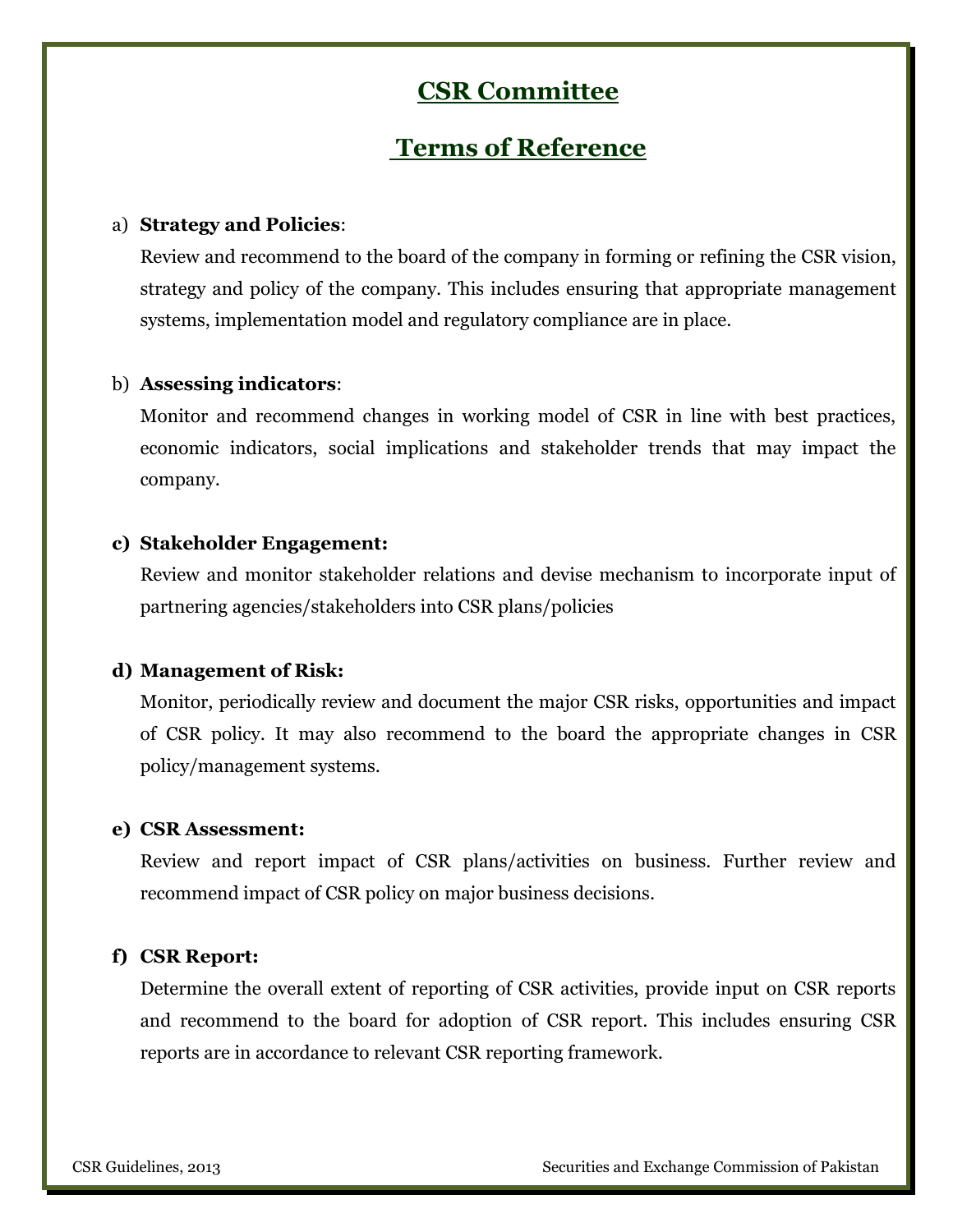# CSR Committee

## Terms of Reference

a) **Strategy and Policies**:

Review and recommend to the board of the company in forming or refining the CSR vision, strategy and policy of the company. This includes ensuring that appropriate management systems, implementation model and regulatory compliance are in place.

b) **Assessing indicators**:

Monitor and recommend changes in working model of CSR in line with best practices, economic indicators, social implications and stakeholder trends that may impact the company.

**c) Stakeholder Engagement:**

Review and monitor stakeholder relations and devise mechanism to incorporate input of partnering agencies/stakeholders into CSR plans/policies

**d) Management of Risk:**

Monitor, periodically review and document the major CSR risks, opportunities and impact of CSR policy. It may also recommend to the board the appropriate changes in CSR policy/management systems.

**e) CSR Assessment:**

Review and report impact of CSR plans/activities on business. Further review and recommend impact of CSR policy on major business decisions.

**f) CSR Report:**

Determine the overall extent of reporting of CSR activities, provide input on CSR reports and recommend to the board for adoption of CSR report. This includes ensuring CSR reports are in accordance to relevant CSR reporting framework.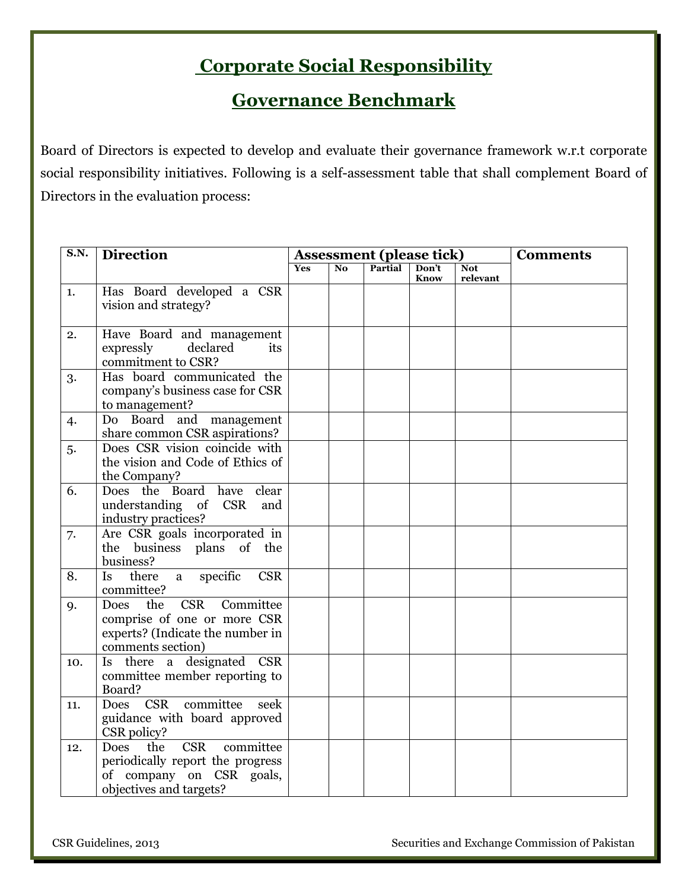# Corporate Social Responsibility

# Governance Benchmark

Board of Directors is expected to develop and evaluate their governance framework w.r.t corporate social responsibility initiatives. Following is a self-assessment table that shall complement Board of Directors in the evaluation process:

| S.N. | Direction | Assessment (please tick) | | | | | Comments |
|---|---|---|---|---|---|---|---|
| | | Yes | No | Partial | Don't Know | Not relevant | |
| 1. | Has Board developed a CSR vision and strategy? | | | | | | |
| 2. | Have Board and management expressly declared its commitment to CSR? | | | | | | |
| 3. | Has board communicated the company's business case for CSR to management? | | | | | | |
| 4. | Do Board and management share common CSR aspirations? | | | | | | |
| 5. | Does CSR vision coincide with the vision and Code of Ethics of the Company? | | | | | | |
| 6. | Does the Board have clear understanding of CSR and industry practices? | | | | | | |
| 7. | Are CSR goals incorporated in the business plans of the business? | | | | | | |
| 8. | Is there a specific CSR committee? | | | | | | |
| 9. | Does the CSR Committee comprise of one or more CSR experts? (Indicate the number in comments section) | | | | | | |
| 10. | Is there a designated CSR committee member reporting to Board? | | | | | | |
| 11. | Does CSR committee seek guidance with board approved CSR policy? | | | | | | |
| 12. | Does the CSR committee periodically report the progress of company on CSR goals, objectives and targets? | | | | | | |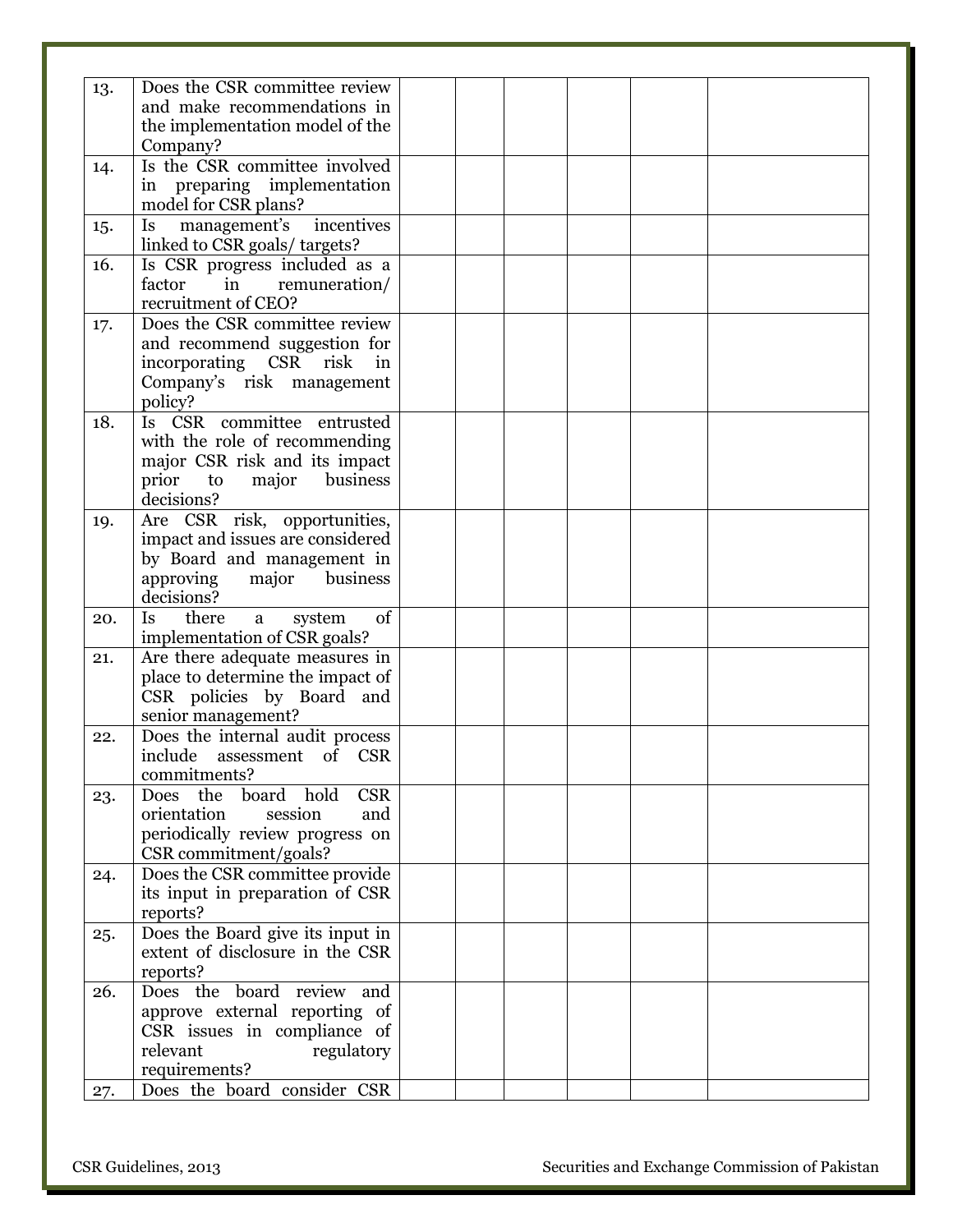| | | | | | | | |
|---|---|---|---|---|---|---|---|
| 13. | Does the CSR committee review and make recommendations in the implementation model of the Company? | | | | | | |
| 14. | Is the CSR committee involved in preparing implementation model for CSR plans? | | | | | | |
| 15. | Is management's incentives linked to CSR goals/ targets? | | | | | | |
| 16. | Is CSR progress included as a factor in remuneration/ recruitment of CEO? | | | | | | |
| 17. | Does the CSR committee review and recommend suggestion for incorporating CSR risk in Company's risk management policy? | | | | | | |
| 18. | Is CSR committee entrusted with the role of recommending major CSR risk and its impact prior to major business decisions? | | | | | | |
| 19. | Are CSR risk, opportunities, impact and issues are considered by Board and management in approving major business decisions? | | | | | | |
| 20. | Is there a system of implementation of CSR goals? | | | | | | |
| 21. | Are there adequate measures in place to determine the impact of CSR policies by Board and senior management? | | | | | | |
| 22. | Does the internal audit process include assessment of CSR commitments? | | | | | | |
| 23. | Does the board hold CSR orientation session and periodically review progress on CSR commitment/goals? | | | | | | |
| 24. | Does the CSR committee provide its input in preparation of CSR reports? | | | | | | |
| 25. | Does the Board give its input in extent of disclosure in the CSR reports? | | | | | | |
| 26. | Does the board review and approve external reporting of CSR issues in compliance of relevant regulatory requirements? | | | | | | |
| 27. | Does the board consider CSR | | | | | | |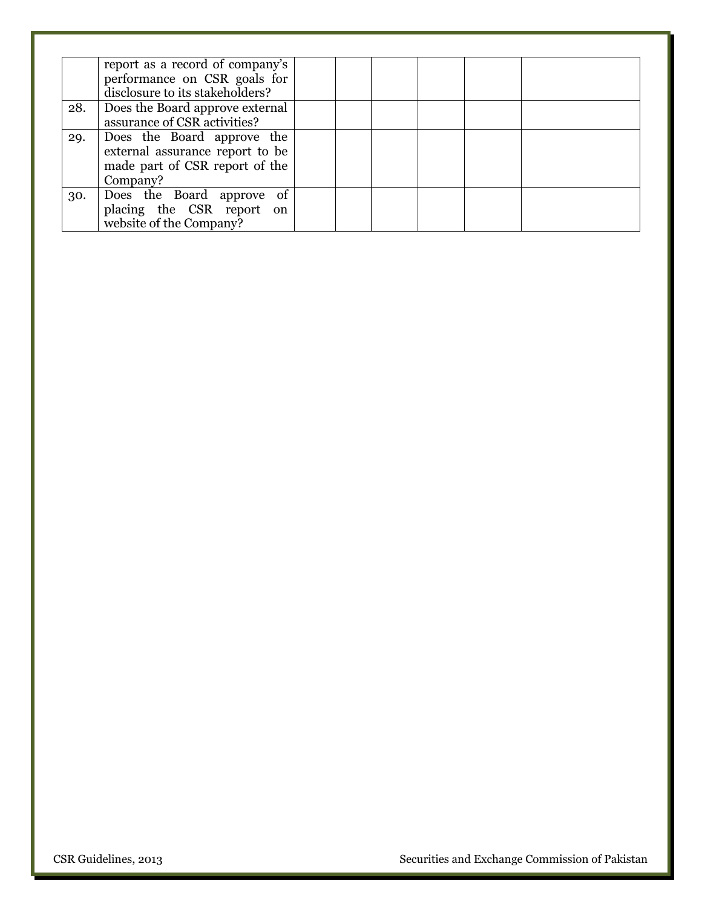| | | | | | | | |
|---|---|---|---|---|---|---|---|
| | report as a record of company's performance on CSR goals for disclosure to its stakeholders? | | | | | | |
| 28. | Does the Board approve external assurance of CSR activities? | | | | | | |
| 29. | Does the Board approve the external assurance report to be made part of CSR report of the Company? | | | | | | |
| 30. | Does the Board approve of placing the CSR report on website of the Company? | | | | | | |